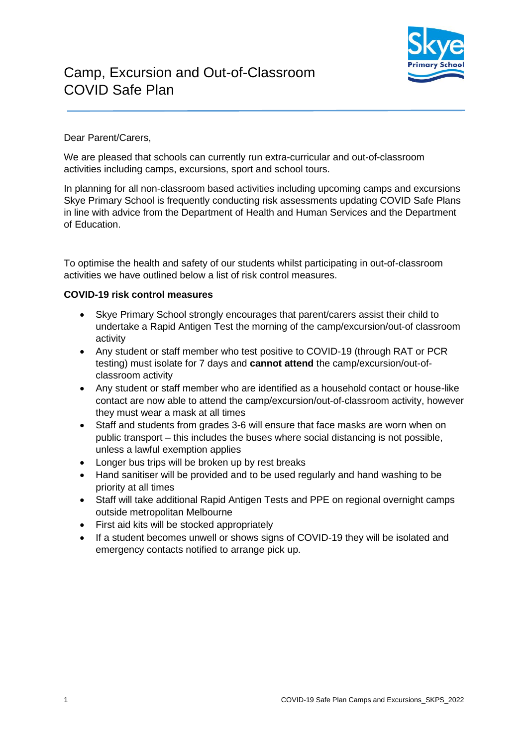# Camp, Excursion and Out-of-Classroom COVID Safe Plan

Dear Parent/Carers,

We are pleased that schools can currently run extra-curricular and out-of-classroom activities including camps, excursions, sport and school tours.

In planning for all non-classroom based activities including upcoming camps and excursions Skye Primary School is frequently conducting risk assessments updating COVID Safe Plans in line with advice from the Department of Health and Human Services and the Department of Education.

To optimise the health and safety of our students whilst participating in out-of-classroom activities we have outlined below a list of risk control measures.

**COVID-19 risk control measures**

- Skye Primary School strongly encourages that parent/carers assist their child to undertake a Rapid Antigen Test the morning of the camp/excursion/out-of classroom activity
- Any student or staff member who test positive to COVID-19 (through RAT or PCR testing) must isolate for 7 days and **cannot attend** the camp/excursion/out-of-classroom activity
- Any student or staff member who are identified as a household contact or house-like contact are now able to attend the camp/excursion/out-of-classroom activity, however they must wear a mask at all times
- Staff and students from grades 3-6 will ensure that face masks are worn when on public transport – this includes the buses where social distancing is not possible, unless a lawful exemption applies
- Longer bus trips will be broken up by rest breaks
- Hand sanitiser will be provided and to be used regularly and hand washing to be priority at all times
- Staff will take additional Rapid Antigen Tests and PPE on regional overnight camps outside metropolitan Melbourne
- First aid kits will be stocked appropriately
- If a student becomes unwell or shows signs of COVID-19 they will be isolated and emergency contacts notified to arrange pick up.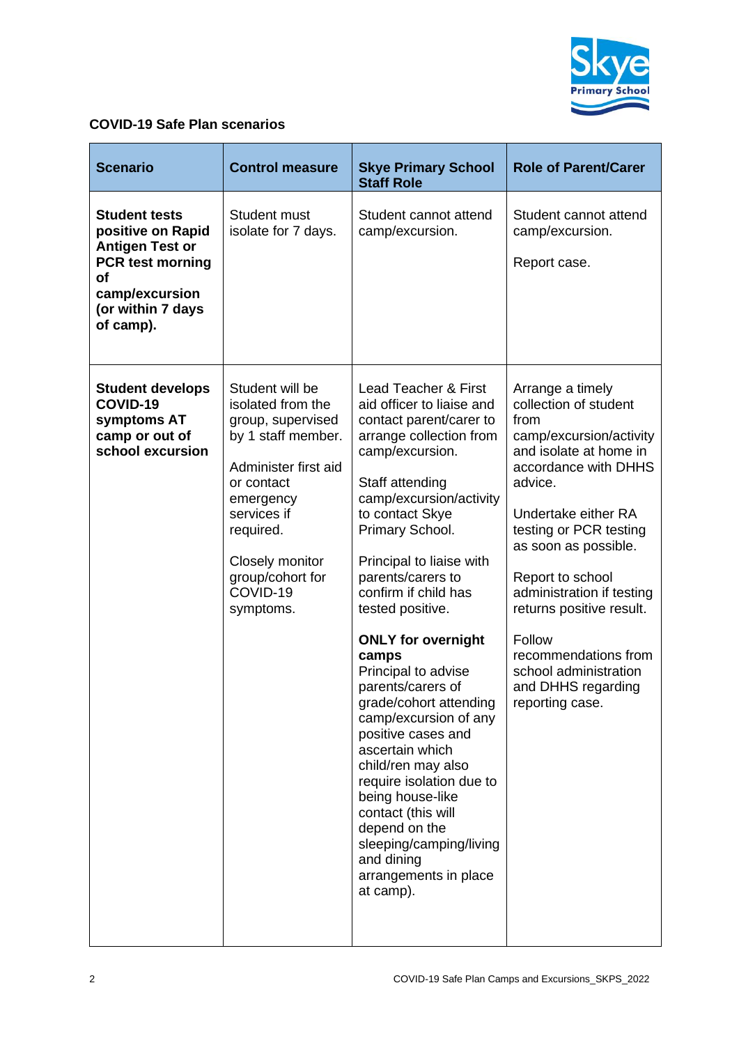**COVID-19 Safe Plan scenarios**

| Scenario | Control measure | Skye Primary School Staff Role | Role of Parent/Carer |
|---|---|---|---|
| **Student tests positive on Rapid Antigen Test or PCR test morning of camp/excursion (or within 7 days of camp).** | Student must isolate for 7 days. | Student cannot attend camp/excursion. | Student cannot attend camp/excursion.<br><br>Report case. |
| **Student develops COVID-19 symptoms AT camp or out of school excursion** | Student will be isolated from the group, supervised by 1 staff member.<br><br>Administer first aid or contact emergency services if required.<br><br>Closely monitor group/cohort for COVID-19 symptoms. | Lead Teacher & First aid officer to liaise and contact parent/carer to arrange collection from camp/excursion.<br><br>Staff attending camp/excursion/activity to contact Skye Primary School.<br><br>Principal to liaise with parents/carers to confirm if child has tested positive.<br><br>**ONLY for overnight camps**<br>Principal to advise parents/carers of grade/cohort attending camp/excursion of any positive cases and ascertain which child/ren may also require isolation due to being house-like contact (this will depend on the sleeping/camping/living and dining arrangements in place at camp). | Arrange a timely collection of student from camp/excursion/activity and isolate at home in accordance with DHHS advice.<br><br>Undertake either RA testing or PCR testing as soon as possible.<br><br>Report to school administration if testing returns positive result.<br><br>Follow recommendations from school administration and DHHS regarding reporting case. |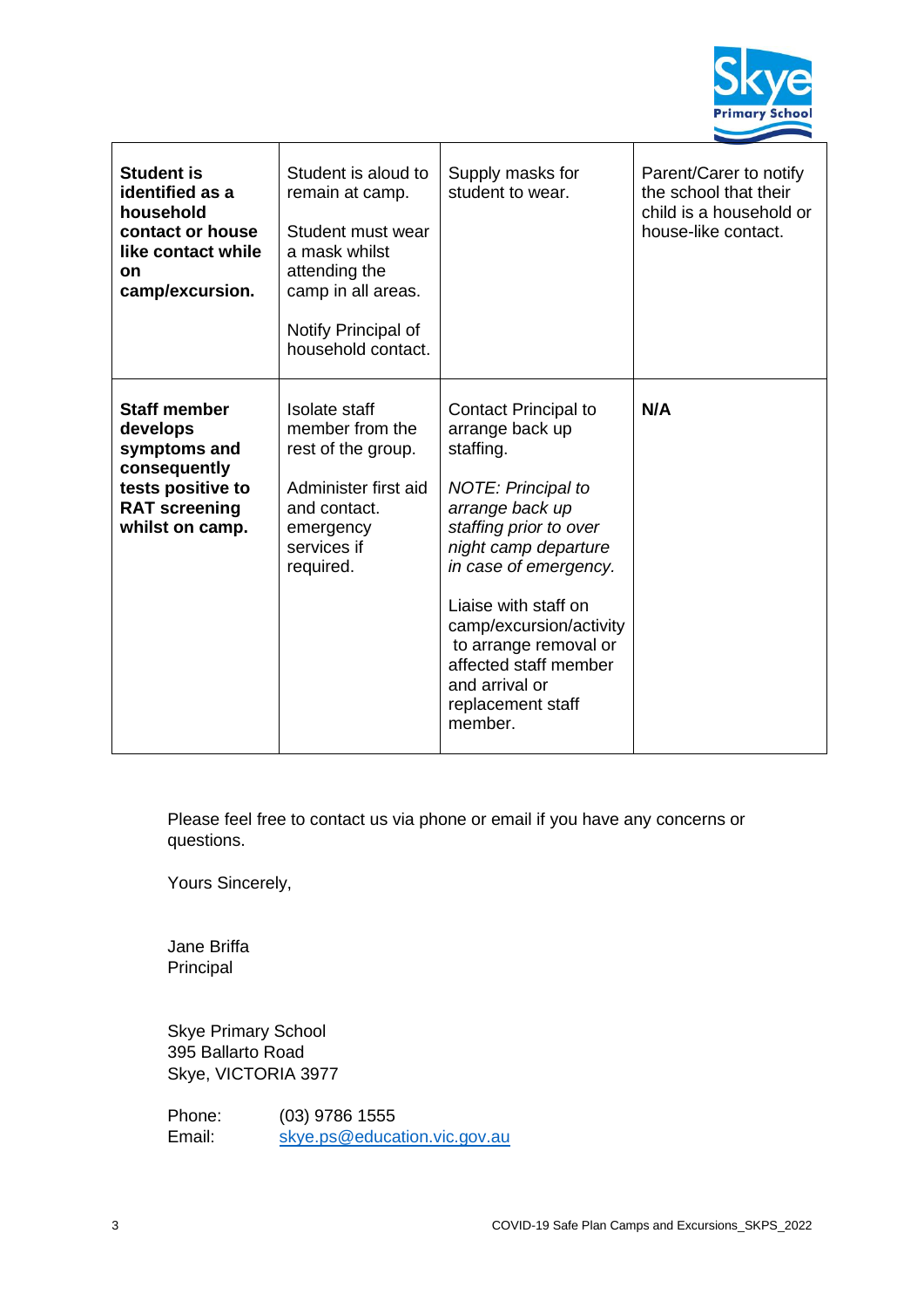| | | | |
|---|---|---|---|
| **Student is identified as a household contact or house like contact while on camp/excursion.** | Student is aloud to remain at camp.<br><br>Student must wear a mask whilst attending the camp in all areas.<br><br>Notify Principal of household contact. | Supply masks for student to wear. | Parent/Carer to notify the school that their child is a household or house-like contact. |
| **Staff member develops symptoms and consequently tests positive to RAT screening whilst on camp.** | Isolate staff member from the rest of the group.<br><br>Administer first aid and contact. emergency services if required. | Contact Principal to arrange back up staffing.<br><br>*NOTE: Principal to arrange back up staffing prior to over night camp departure in case of emergency.*<br><br>Liaise with staff on camp/excursion/activity to arrange removal or affected staff member and arrival or replacement staff member. | **N/A** |

Please feel free to contact us via phone or email if you have any concerns or questions.

Yours Sincerely,

Jane Briffa
Principal

Skye Primary School
395 Ballarto Road
Skye, VICTORIA 3977

Phone: (03) 9786 1555
Email: skye.ps@education.vic.gov.au